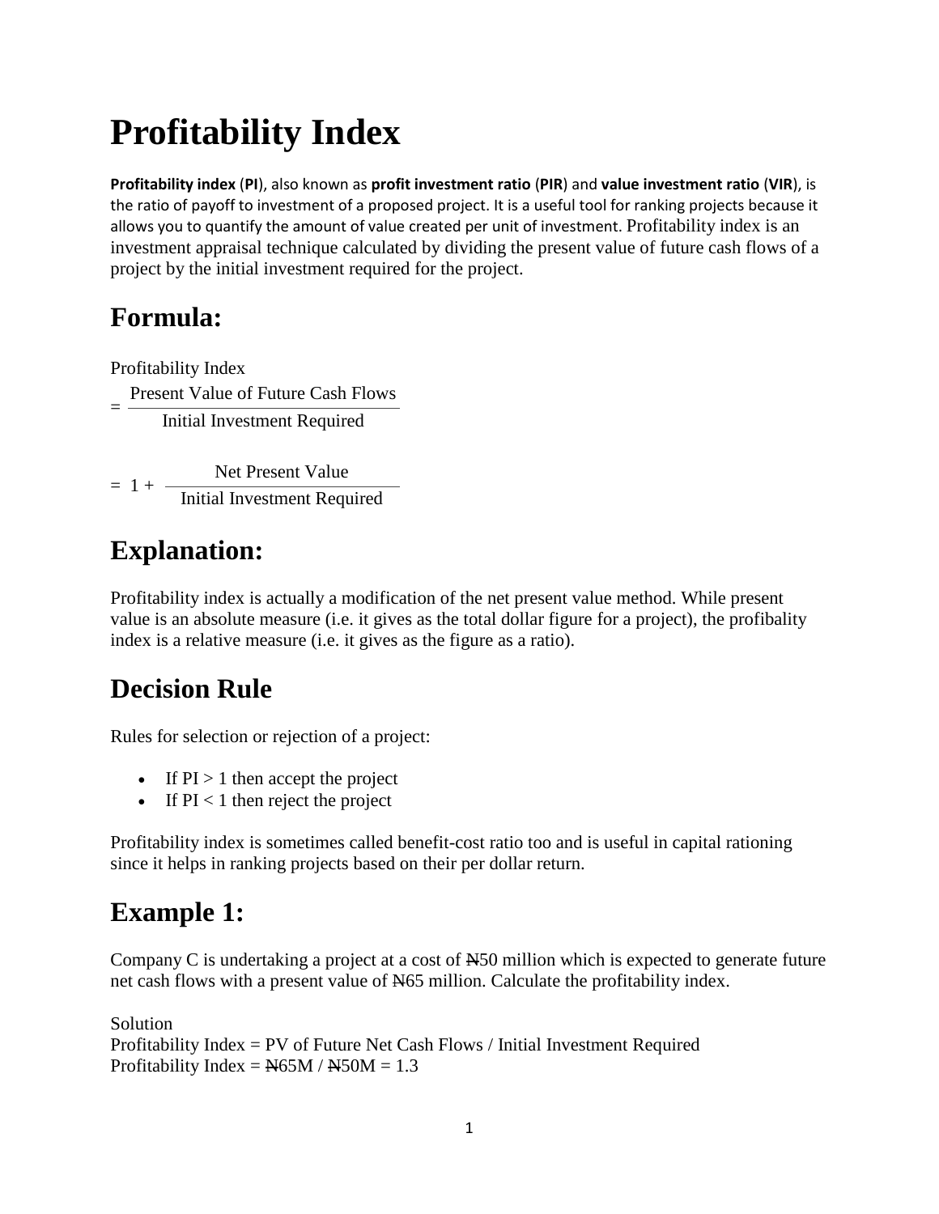# Profitability Index

**Profitability index** (**PI**), also known as **profit investment ratio** (**PIR**) and **value investment ratio** (**VIR**), is the ratio of payoff to investment of a proposed project. It is a useful tool for ranking projects because it allows you to quantify the amount of value created per unit of investment. Profitability index is an investment appraisal technique calculated by dividing the present value of future cash flows of a project by the initial investment required for the project.

## Formula:

$$\text{Profitability Index} = \frac{\text{Present Value of Future Cash Flows}}{\text{Initial Investment Required}}$$

$$= 1 + \frac{\text{Net Present Value}}{\text{Initial Investment Required}}$$

## Explanation:

Profitability index is actually a modification of the net present value method. While present value is an absolute measure (i.e. it gives as the total dollar figure for a project), the profibality index is a relative measure (i.e. it gives as the figure as a ratio).

## Decision Rule

Rules for selection or rejection of a project:

- If PI > 1 then accept the project
- If PI < 1 then reject the project

Profitability index is sometimes called benefit-cost ratio too and is useful in capital rationing since it helps in ranking projects based on their per dollar return.

## Example 1:

Company C is undertaking a project at a cost of ₦50 million which is expected to generate future net cash flows with a present value of ₦65 million. Calculate the profitability index.

Solution
Profitability Index = PV of Future Net Cash Flows / Initial Investment Required
Profitability Index = ₦65M / ₦50M = 1.3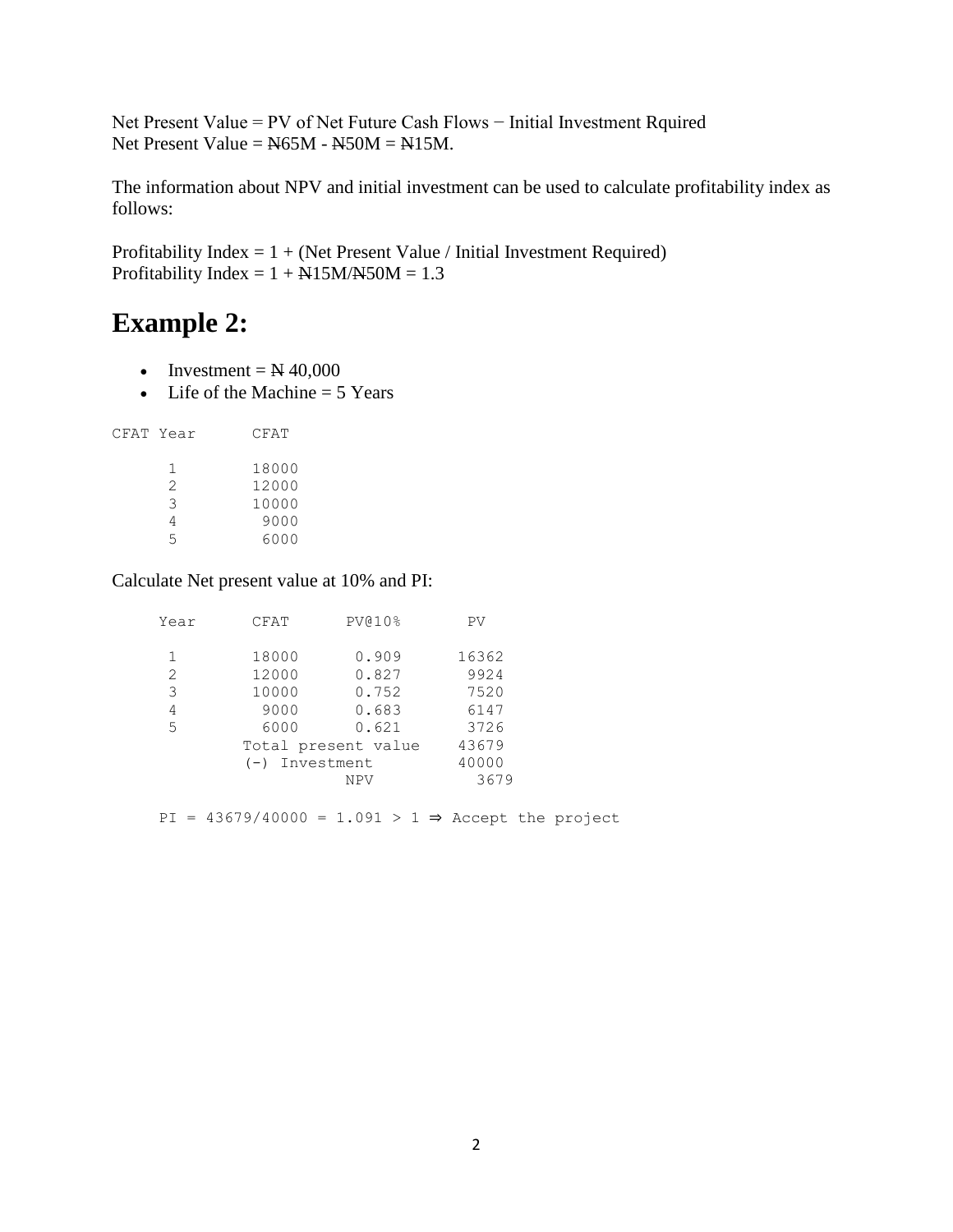Net Present Value = PV of Net Future Cash Flows − Initial Investment Rquired
Net Present Value = ₦65M - ₦50M = ₦15M.

The information about NPV and initial investment can be used to calculate profitability index as follows:

Profitability Index = 1 + (Net Present Value / Initial Investment Required)
Profitability Index = 1 + ₦15M/₦50M = 1.3

# Example 2:

- Investment = ₦ 40,000
- Life of the Machine = 5 Years

| CFAT Year | CFAT |
|---|---|
| 1 | 18000 |
| 2 | 12000 |
| 3 | 10000 |
| 4 | 9000 |
| 5 | 6000 |

Calculate Net present value at 10% and PI:

| Year | CFAT | PV@10% | PV |
|---|---|---|---|
| 1 | 18000 | 0.909 | 16362 |
| 2 | 12000 | 0.827 | 9924 |
| 3 | 10000 | 0.752 | 7520 |
| 4 | 9000 | 0.683 | 6147 |
| 5 | 6000 | 0.621 | 3726 |
| | Total present value | | 43679 |
| | (-) Investment | | 40000 |
| | | NPV | 3679 |

PI = 43679/40000 = 1.091 > 1 ⇒ Accept the project